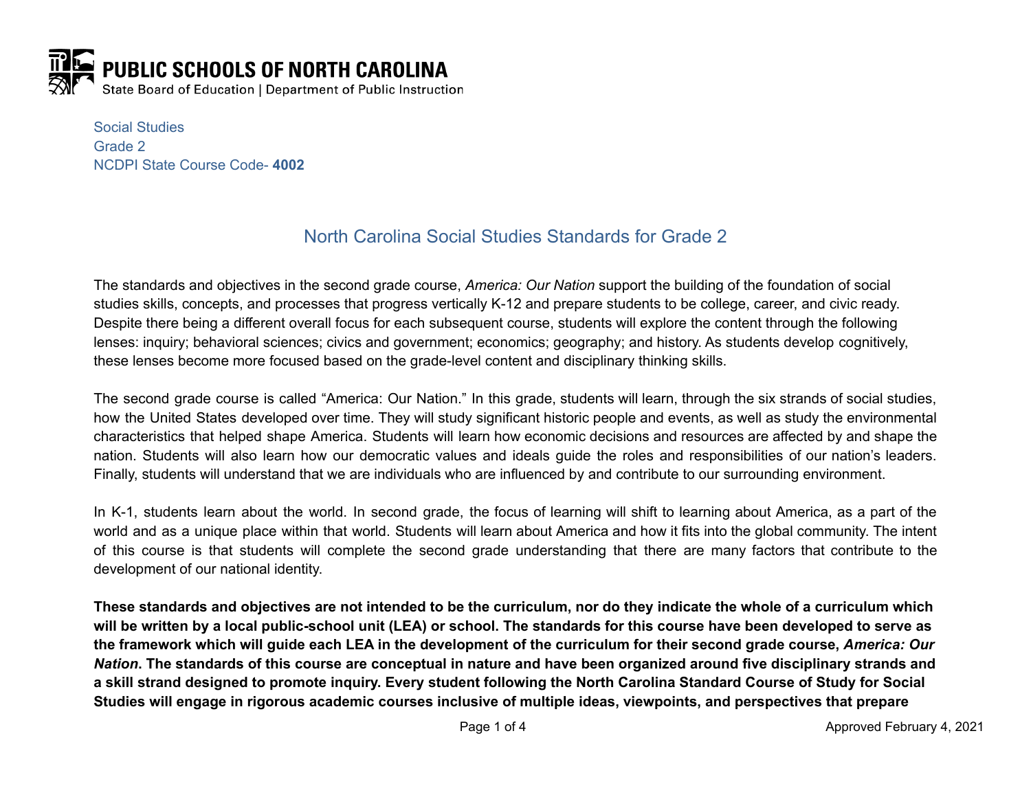**PUBLIC SCHOOLS OF NORTH CAROLINA**
State Board of Education | Department of Public Instruction

Social Studies
Grade 2
NCDPI State Course Code- **4002**

# North Carolina Social Studies Standards for Grade 2

The standards and objectives in the second grade course, *America: Our Nation* support the building of the foundation of social studies skills, concepts, and processes that progress vertically K-12 and prepare students to be college, career, and civic ready. Despite there being a different overall focus for each subsequent course, students will explore the content through the following lenses: inquiry; behavioral sciences; civics and government; economics; geography; and history. As students develop cognitively, these lenses become more focused based on the grade-level content and disciplinary thinking skills.

The second grade course is called "America: Our Nation." In this grade, students will learn, through the six strands of social studies, how the United States developed over time. They will study significant historic people and events, as well as study the environmental characteristics that helped shape America. Students will learn how economic decisions and resources are affected by and shape the nation. Students will also learn how our democratic values and ideals guide the roles and responsibilities of our nation's leaders. Finally, students will understand that we are individuals who are influenced by and contribute to our surrounding environment.

In K-1, students learn about the world. In second grade, the focus of learning will shift to learning about America, as a part of the world and as a unique place within that world. Students will learn about America and how it fits into the global community. The intent of this course is that students will complete the second grade understanding that there are many factors that contribute to the development of our national identity.

**These standards and objectives are not intended to be the curriculum, nor do they indicate the whole of a curriculum which will be written by a local public-school unit (LEA) or school. The standards for this course have been developed to serve as the framework which will guide each LEA in the development of the curriculum for their second grade course, *America: Our Nation*. The standards of this course are conceptual in nature and have been organized around five disciplinary strands and a skill strand designed to promote inquiry. Every student following the North Carolina Standard Course of Study for Social Studies will engage in rigorous academic courses inclusive of multiple ideas, viewpoints, and perspectives that prepare**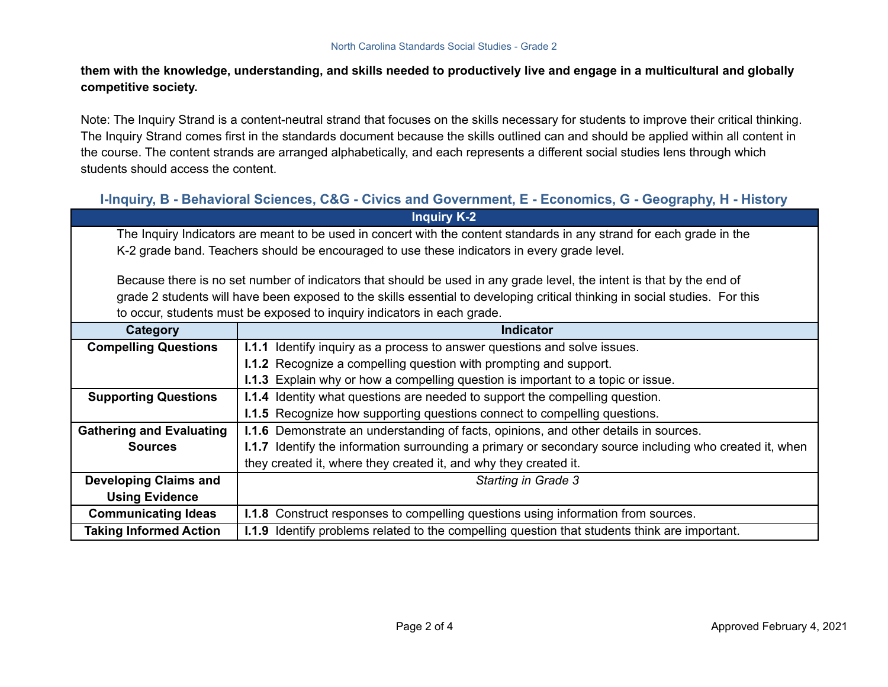**them with the knowledge, understanding, and skills needed to productively live and engage in a multicultural and globally competitive society.**

Note: The Inquiry Strand is a content-neutral strand that focuses on the skills necessary for students to improve their critical thinking. The Inquiry Strand comes first in the standards document because the skills outlined can and should be applied within all content in the course. The content strands are arranged alphabetically, and each represents a different social studies lens through which students should access the content.

### I-Inquiry, B - Behavioral Sciences, C&G - Civics and Government, E - Economics, G - Geography, H - History

| Inquiry K-2 | |
|---|---|
| The Inquiry Indicators are meant to be used in concert with the content standards in any strand for each grade in the K-2 grade band. Teachers should be encouraged to use these indicators in every grade level.<br><br>Because there is no set number of indicators that should be used in any grade level, the intent is that by the end of grade 2 students will have been exposed to the skills essential to developing critical thinking in social studies. For this to occur, students must be exposed to inquiry indicators in each grade. | |
| **Category** | **Indicator** |
| **Compelling Questions** | **I.1.1** Identify inquiry as a process to answer questions and solve issues.<br>**I.1.2** Recognize a compelling question with prompting and support.<br>**I.1.3** Explain why or how a compelling question is important to a topic or issue. |
| **Supporting Questions** | **I.1.4** Identity what questions are needed to support the compelling question.<br>**I.1.5** Recognize how supporting questions connect to compelling questions. |
| **Gathering and Evaluating Sources** | **I.1.6** Demonstrate an understanding of facts, opinions, and other details in sources.<br>**I.1.7** Identify the information surrounding a primary or secondary source including who created it, when they created it, where they created it, and why they created it. |
| **Developing Claims and Using Evidence** | *Starting in Grade 3* |
| **Communicating Ideas** | **I.1.8** Construct responses to compelling questions using information from sources. |
| **Taking Informed Action** | **I.1.9** Identify problems related to the compelling question that students think are important. |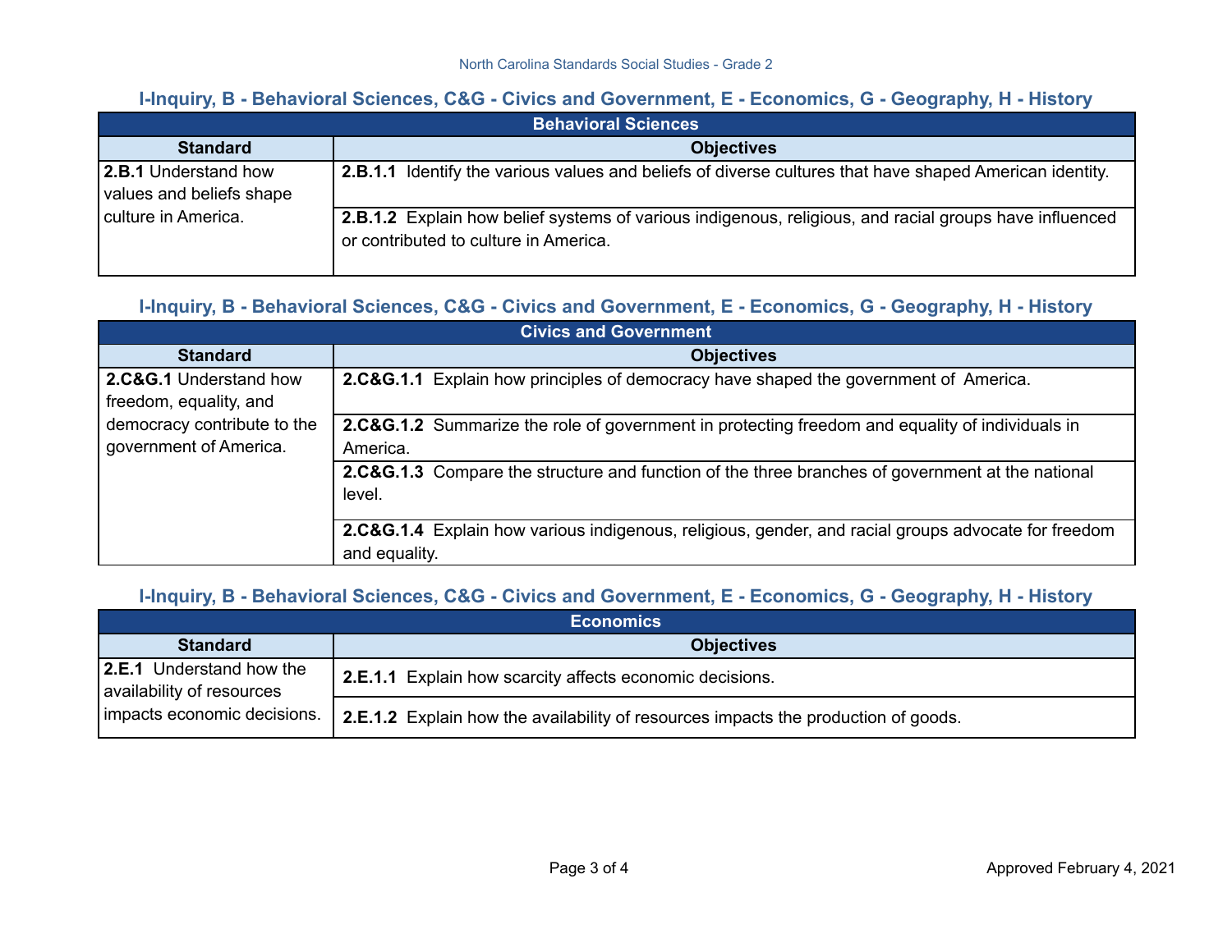**I-Inquiry, B - Behavioral Sciences, C&G - Civics and Government, E - Economics, G - Geography, H - History**

| Behavioral Sciences | |
|---|---|
| **Standard** | **Objectives** |
| **2.B.1** Understand how values and beliefs shape culture in America. | **2.B.1.1** Identify the various values and beliefs of diverse cultures that have shaped American identity. |
| | **2.B.1.2** Explain how belief systems of various indigenous, religious, and racial groups have influenced or contributed to culture in America. |

**I-Inquiry, B - Behavioral Sciences, C&G - Civics and Government, E - Economics, G - Geography, H - History**

| Civics and Government | |
|---|---|
| **Standard** | **Objectives** |
| **2.C&G.1** Understand how freedom, equality, and democracy contribute to the government of America. | **2.C&G.1.1** Explain how principles of democracy have shaped the government of America. |
| | **2.C&G.1.2** Summarize the role of government in protecting freedom and equality of individuals in America. |
| | **2.C&G.1.3** Compare the structure and function of the three branches of government at the national level. |
| | **2.C&G.1.4** Explain how various indigenous, religious, gender, and racial groups advocate for freedom and equality. |

**I-Inquiry, B - Behavioral Sciences, C&G - Civics and Government, E - Economics, G - Geography, H - History**

| Economics | |
|---|---|
| **Standard** | **Objectives** |
| **2.E.1** Understand how the availability of resources impacts economic decisions. | **2.E.1.1** Explain how scarcity affects economic decisions. |
| | **2.E.1.2** Explain how the availability of resources impacts the production of goods. |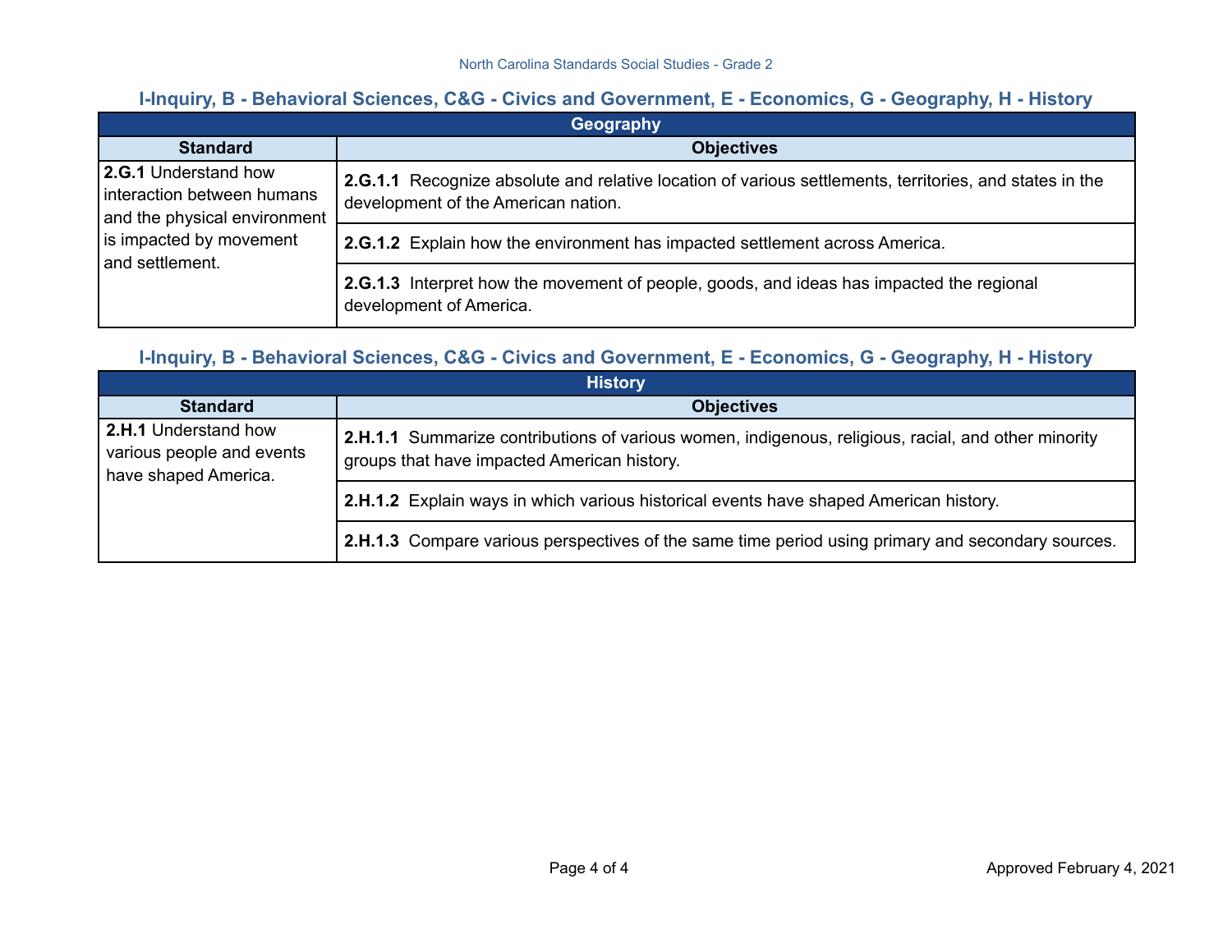**I-Inquiry, B - Behavioral Sciences, C&G - Civics and Government, E - Economics, G - Geography, H - History**

| Geography | |
|---|---|
| **Standard** | **Objectives** |
| **2.G.1** Understand how interaction between humans and the physical environment is impacted by movement and settlement. | **2.G.1.1** Recognize absolute and relative location of various settlements, territories, and states in the development of the American nation. |
| | **2.G.1.2** Explain how the environment has impacted settlement across America. |
| | **2.G.1.3** Interpret how the movement of people, goods, and ideas has impacted the regional development of America. |

**I-Inquiry, B - Behavioral Sciences, C&G - Civics and Government, E - Economics, G - Geography, H - History**

| History | |
|---|---|
| **Standard** | **Objectives** |
| **2.H.1** Understand how various people and events have shaped America. | **2.H.1.1** Summarize contributions of various women, indigenous, religious, racial, and other minority groups that have impacted American history. |
| | **2.H.1.2** Explain ways in which various historical events have shaped American history. |
| | **2.H.1.3** Compare various perspectives of the same time period using primary and secondary sources. |

Approved February 4, 2021